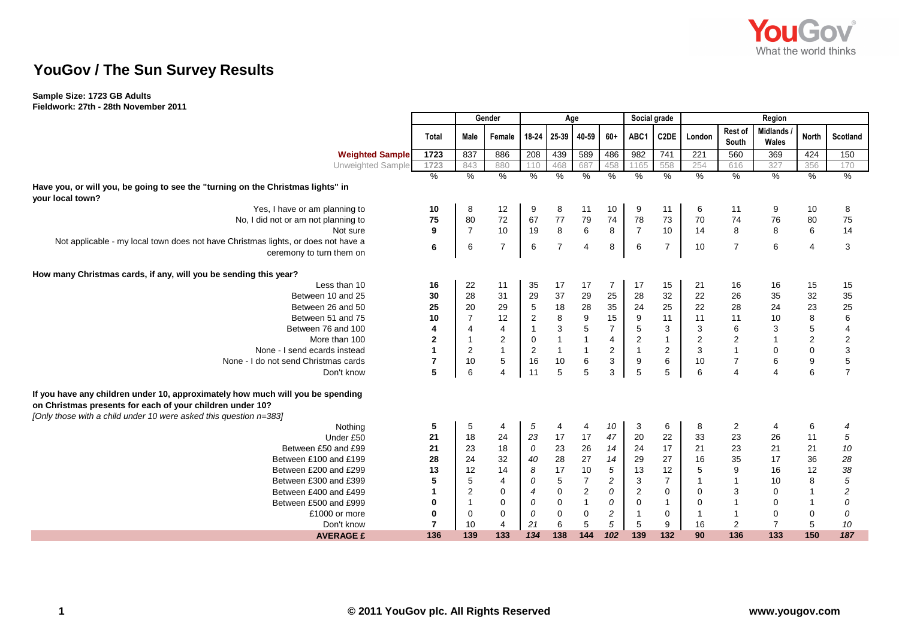# YouGov / The Sun Survey Results

**Sample Size: 1723 GB Adults**
**Fieldwork: 27th - 28th November 2011**

| | Total | Gender | | Age | | | | Social grade | | Region | | | | |
|---|---|---|---|---|---|---|---|---|---|---|---|---|---|---|
| | | Male | Female | 18-24 | 25-39 | 40-59 | 60+ | ABC1 | C2DE | London | Rest of South | Midlands / Wales | North | Scotland |
| **Weighted Sample** | 1723 | 837 | 886 | 208 | 439 | 589 | 486 | 982 | 741 | 221 | 560 | 369 | 424 | 150 |
| Unweighted Sample | 1723 | 843 | 880 | 110 | 468 | 687 | 458 | 1165 | 558 | 254 | 616 | 327 | 356 | 170 |
| | % | % | % | % | % | % | % | % | % | % | % | % | % | % |
| **Have you, or will you, be going to see the "turning on the Christmas lights" in your local town?** | | | | | | | | | | | | | | |
| Yes, I have or am planning to | **10** | 8 | 12 | 9 | 8 | 11 | 10 | 9 | 11 | 6 | 11 | 9 | 10 | 8 |
| No, I did not or am not planning to | **75** | 80 | 72 | 67 | 77 | 79 | 74 | 78 | 73 | 70 | 74 | 76 | 80 | 75 |
| Not sure | **9** | 7 | 10 | 19 | 8 | 6 | 8 | 7 | 10 | 14 | 8 | 8 | 6 | 14 |
| Not applicable - my local town does not have Christmas lights, or does not have a ceremony to turn them on | **6** | 6 | 7 | 6 | 7 | 4 | 8 | 6 | 7 | 10 | 7 | 6 | 4 | 3 |
| **How many Christmas cards, if any, will you be sending this year?** | | | | | | | | | | | | | | |
| Less than 10 | **16** | 22 | 11 | 35 | 17 | 17 | 7 | 17 | 15 | 21 | 16 | 16 | 15 | 15 |
| Between 10 and 25 | **30** | 28 | 31 | 29 | 37 | 29 | 25 | 28 | 32 | 22 | 26 | 35 | 32 | 35 |
| Between 26 and 50 | **25** | 20 | 29 | 5 | 18 | 28 | 35 | 24 | 25 | 22 | 28 | 24 | 23 | 25 |
| Between 51 and 75 | **10** | 7 | 12 | 2 | 8 | 9 | 15 | 9 | 11 | 11 | 11 | 10 | 8 | 6 |
| Between 76 and 100 | **4** | 4 | 4 | 1 | 3 | 5 | 7 | 5 | 3 | 3 | 6 | 3 | 5 | 4 |
| More than 100 | **2** | 1 | 2 | 0 | 1 | 1 | 4 | 2 | 1 | 2 | 2 | 1 | 2 | 2 |
| None - I send ecards instead | **1** | 2 | 1 | 2 | 1 | 1 | 2 | 1 | 2 | 3 | 1 | 0 | 0 | 3 |
| None - I do not send Christmas cards | **7** | 10 | 5 | 16 | 10 | 6 | 3 | 9 | 6 | 10 | 7 | 6 | 9 | 5 |
| Don't know | **5** | 6 | 4 | 11 | 5 | 5 | 3 | 5 | 5 | 6 | 4 | 4 | 6 | 7 |
| **If you have any children under 10, approximately how much will you be spending on Christmas presents for each of your children under 10?** *[Only those with a child under 10 were asked this question n=383]* | | | | | | | | | | | | | | |
| Nothing | **5** | 5 | 4 | *5* | 4 | 4 | *10* | 3 | 6 | 8 | 2 | 4 | 6 | *4* |
| Under £50 | **21** | 18 | 24 | *23* | 17 | 17 | *47* | 20 | 22 | 33 | 23 | 26 | 11 | *5* |
| Between £50 and £99 | **21** | 23 | 18 | *0* | 23 | 26 | *14* | 24 | 17 | 21 | 23 | 21 | 21 | *10* |
| Between £100 and £199 | **28** | 24 | 32 | *40* | 28 | 27 | *14* | 29 | 27 | 16 | 35 | 17 | 36 | *28* |
| Between £200 and £299 | **13** | 12 | 14 | *8* | 17 | 10 | *5* | 13 | 12 | 5 | 9 | 16 | 12 | *38* |
| Between £300 and £399 | **5** | 5 | 4 | *0* | 5 | 7 | *2* | 3 | 7 | 1 | 1 | 10 | 8 | *5* |
| Between £400 and £499 | **1** | 2 | 0 | *4* | 0 | 2 | *0* | 2 | 0 | 0 | 3 | 0 | 1 | *2* |
| Between £500 and £999 | **0** | 1 | 0 | *0* | 0 | 1 | *0* | 0 | 1 | 0 | 1 | 0 | 1 | *0* |
| £1000 or more | **0** | 0 | 0 | *0* | 0 | 0 | *2* | 1 | 0 | 1 | 1 | 0 | 0 | *0* |
| Don't know | **7** | 10 | 4 | *21* | 6 | 5 | *5* | 5 | 9 | 16 | 2 | 7 | 5 | *10* |
| **AVERAGE £** | **136** | **139** | **133** | ***134*** | **138** | **144** | ***102*** | **139** | **132** | **90** | **136** | **133** | **150** | ***187*** |

© 2011 YouGov plc. All Rights Reserved

www.yougov.com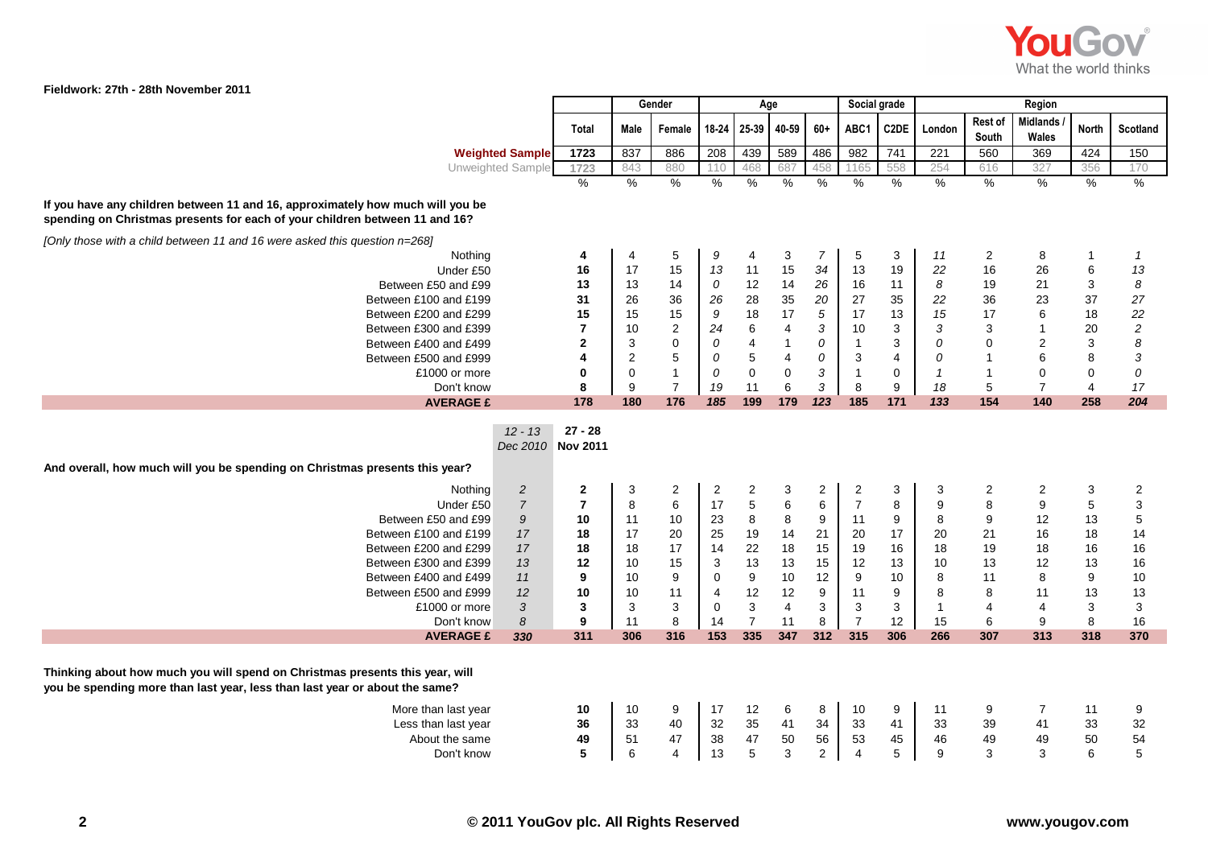Fieldwork: 27th - 28th November 2011

| | | Total | Gender | | Age | | | | Social grade | | Region | | | | |
|---|---|---|---|---|---|---|---|---|---|---|---|---|---|---|---|
| | | | Male | Female | 18-24 | 25-39 | 40-59 | 60+ | ABC1 | C2DE | London | Rest of South | Midlands / Wales | North | Scotland |
| **Weighted Sample** | | 1723 | 837 | 886 | 208 | 439 | 589 | 486 | 982 | 741 | 221 | 560 | 369 | 424 | 150 |
| Unweighted Sample | | 1723 | 843 | 880 | 110 | 468 | 687 | 458 | 1165 | 558 | 254 | 616 | 327 | 356 | 170 |
| | | % | % | % | % | % | % | % | % | % | % | % | % | % | % |
| **If you have any children between 11 and 16, approximately how much will you be spending on Christmas presents for each of your children between 11 and 16?** | | | | | | | | | | | | | | | |
| *[Only those with a child between 11 and 16 were asked this question n=268]* | | | | | | | | | | | | | | | |
| Nothing | | 4 | 4 | 5 | *9* | 4 | 3 | *7* | 5 | 3 | *11* | 2 | 8 | 1 | *1* |
| Under £50 | | 16 | 17 | 15 | *13* | 11 | 15 | *34* | 13 | 19 | *22* | 16 | 26 | 6 | *13* |
| Between £50 and £99 | | 13 | 13 | 14 | *0* | 12 | 14 | *26* | 16 | 11 | *8* | 19 | 21 | 3 | *8* |
| Between £100 and £199 | | 31 | 26 | 36 | *26* | 28 | 35 | *20* | 27 | 35 | *22* | 36 | 23 | 37 | *27* |
| Between £200 and £299 | | 15 | 15 | 15 | *9* | 18 | 17 | *5* | 17 | 13 | *15* | 17 | 6 | 18 | *22* |
| Between £300 and £399 | | 7 | 10 | 2 | *24* | 6 | 4 | *3* | 10 | 3 | *3* | 3 | 1 | 20 | *2* |
| Between £400 and £499 | | 2 | 3 | 0 | *0* | 4 | 1 | *0* | 1 | 3 | *0* | 0 | 2 | 3 | *8* |
| Between £500 and £999 | | 4 | 2 | 5 | *0* | 5 | 4 | *0* | 3 | 4 | *0* | 1 | 6 | 8 | *3* |
| £1000 or more | | 0 | 0 | 1 | *0* | 0 | 0 | *3* | 1 | 0 | *1* | 1 | 0 | 0 | *0* |
| Don't know | | 8 | 9 | 7 | *19* | 11 | 6 | *3* | 8 | 9 | *18* | 5 | 7 | 4 | *17* |
| **AVERAGE £** | | **178** | **180** | **176** | ***185*** | **199** | **179** | ***123*** | **185** | **171** | ***133*** | **154** | **140** | **258** | ***204*** |
| | *12 - 13 Dec 2010* | **27 - 28 Nov 2011** | | | | | | | | | | | | | |
| **And overall, how much will you be spending on Christmas presents this year?** | | | | | | | | | | | | | | | |
| Nothing | *2* | 2 | 3 | 2 | 2 | 2 | 3 | 2 | 2 | 3 | 3 | 2 | 2 | 3 | 2 |
| Under £50 | *7* | 7 | 8 | 6 | 17 | 5 | 6 | 6 | 7 | 8 | 9 | 8 | 9 | 5 | 3 |
| Between £50 and £99 | *9* | 10 | 11 | 10 | 23 | 8 | 8 | 9 | 11 | 9 | 8 | 9 | 12 | 13 | 5 |
| Between £100 and £199 | *17* | 18 | 17 | 20 | 25 | 19 | 14 | 21 | 20 | 17 | 20 | 21 | 16 | 18 | 14 |
| Between £200 and £299 | *17* | 18 | 18 | 17 | 14 | 22 | 18 | 15 | 19 | 16 | 18 | 19 | 18 | 16 | 16 |
| Between £300 and £399 | *13* | 12 | 10 | 15 | 3 | 13 | 13 | 15 | 12 | 13 | 10 | 13 | 12 | 13 | 16 |
| Between £400 and £499 | *11* | 9 | 10 | 9 | 0 | 9 | 10 | 12 | 9 | 10 | 8 | 11 | 8 | 9 | 10 |
| Between £500 and £999 | *12* | 10 | 10 | 11 | 4 | 12 | 12 | 9 | 11 | 9 | 8 | 8 | 11 | 13 | 13 |
| £1000 or more | *3* | 3 | 3 | 3 | 0 | 3 | 4 | 3 | 3 | 3 | 1 | 4 | 4 | 3 | 3 |
| Don't know | *8* | 9 | 11 | 8 | 14 | 7 | 11 | 8 | 7 | 12 | 15 | 6 | 9 | 8 | 16 |
| **AVERAGE £** | ***330*** | **311** | **306** | **316** | **153** | **335** | **347** | **312** | **315** | **306** | **266** | **307** | **313** | **318** | **370** |
| **Thinking about how much you will spend on Christmas presents this year, will you be spending more than last year, less than last year or about the same?** | | | | | | | | | | | | | | | |
| More than last year | | 10 | 10 | 9 | 17 | 12 | 6 | 8 | 10 | 9 | 11 | 9 | 7 | 11 | 9 |
| Less than last year | | 36 | 33 | 40 | 32 | 35 | 41 | 34 | 33 | 41 | 33 | 39 | 41 | 33 | 32 |
| About the same | | 49 | 51 | 47 | 38 | 47 | 50 | 56 | 53 | 45 | 46 | 49 | 49 | 50 | 54 |
| Don't know | | 5 | 6 | 4 | 13 | 5 | 3 | 2 | 4 | 5 | 9 | 3 | 3 | 6 | 5 |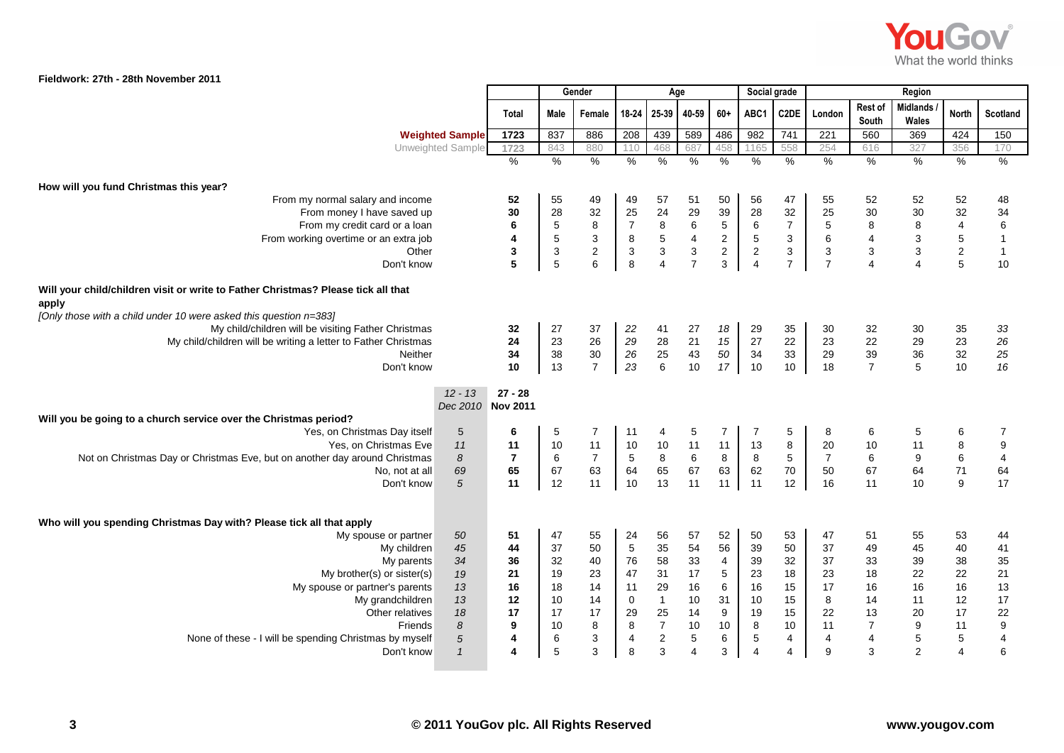**Fieldwork: 27th - 28th November 2011**

| | 12 - 13 Dec 2010 | Total | Gender | | Age | | | | Social grade | | Region | | | | |
|---|---|---|---|---|---|---|---|---|---|---|---|---|---|---|---|
| | | | Male | Female | 18-24 | 25-39 | 40-59 | 60+ | ABC1 | C2DE | London | Rest of South | Midlands / Wales | North | Scotland |
| **Weighted Sample** | | 1723 | 837 | 886 | 208 | 439 | 589 | 486 | 982 | 741 | 221 | 560 | 369 | 424 | 150 |
| Unweighted Sample | | 1723 | 843 | 880 | 110 | 468 | 687 | 458 | 1165 | 558 | 254 | 616 | 327 | 356 | 170 |
| | | % | % | % | % | % | % | % | % | % | % | % | % | % | % |
| **How will you fund Christmas this year?** | | | | | | | | | | | | | | | |
| From my normal salary and income | | 52 | 55 | 49 | 49 | 57 | 51 | 50 | 56 | 47 | 55 | 52 | 52 | 52 | 48 |
| From money I have saved up | | 30 | 28 | 32 | 25 | 24 | 29 | 39 | 28 | 32 | 25 | 30 | 30 | 32 | 34 |
| From my credit card or a loan | | 6 | 5 | 8 | 7 | 8 | 6 | 5 | 6 | 7 | 5 | 8 | 8 | 4 | 6 |
| From working overtime or an extra job | | 4 | 5 | 3 | 8 | 5 | 4 | 2 | 5 | 3 | 6 | 4 | 3 | 5 | 1 |
| Other | | 3 | 3 | 2 | 3 | 3 | 3 | 2 | 2 | 3 | 3 | 3 | 3 | 2 | 1 |
| Don't know | | 5 | 5 | 6 | 8 | 4 | 7 | 3 | 4 | 7 | 7 | 4 | 4 | 5 | 10 |
| **Will your child/children visit or write to Father Christmas? Please tick all that apply** *[Only those with a child under 10 were asked this question n=383]* | | | | | | | | | | | | | | | |
| My child/children will be visiting Father Christmas | | 32 | 27 | 37 | *22* | 41 | 27 | *18* | 29 | 35 | 30 | 32 | 30 | 35 | *33* |
| My child/children will be writing a letter to Father Christmas | | 24 | 23 | 26 | *29* | 28 | 21 | *15* | 27 | 22 | 23 | 22 | 29 | 23 | *26* |
| Neither | | 34 | 38 | 30 | *26* | 25 | 43 | *50* | 34 | 33 | 29 | 39 | 36 | 32 | *25* |
| Don't know | | 10 | 13 | 7 | *23* | 6 | 10 | *17* | 10 | 10 | 18 | 7 | 5 | 10 | *16* |
| | *12 - 13 Dec 2010* | **27 - 28 Nov 2011** | | | | | | | | | | | | | |
| **Will you be going to a church service over the Christmas period?** | | | | | | | | | | | | | | | |
| Yes, on Christmas Day itself | 5 | 6 | 5 | 7 | 11 | 4 | 5 | 7 | 7 | 5 | 8 | 6 | 5 | 6 | 7 |
| Yes, on Christmas Eve | *11* | 11 | 10 | 11 | 10 | 10 | 11 | 11 | 13 | 8 | 20 | 10 | 11 | 8 | 9 |
| Not on Christmas Day or Christmas Eve, but on another day around Christmas | *8* | 7 | 6 | 7 | 5 | 8 | 6 | 8 | 8 | 5 | 7 | 6 | 9 | 6 | 4 |
| No, not at all | *69* | 65 | 67 | 63 | 64 | 65 | 67 | 63 | 62 | 70 | 50 | 67 | 64 | 71 | 64 |
| Don't know | *5* | 11 | 12 | 11 | 10 | 13 | 11 | 11 | 11 | 12 | 16 | 11 | 10 | 9 | 17 |
| **Who will you spending Christmas Day with? Please tick all that apply** | | | | | | | | | | | | | | | |
| My spouse or partner | *50* | 51 | 47 | 55 | 24 | 56 | 57 | 52 | 50 | 53 | 47 | 51 | 55 | 53 | 44 |
| My children | *45* | 44 | 37 | 50 | 5 | 35 | 54 | 56 | 39 | 50 | 37 | 49 | 45 | 40 | 41 |
| My parents | *34* | 36 | 32 | 40 | 76 | 58 | 33 | 4 | 39 | 32 | 37 | 33 | 39 | 38 | 35 |
| My brother(s) or sister(s) | *19* | 21 | 19 | 23 | 47 | 31 | 17 | 5 | 23 | 18 | 23 | 18 | 22 | 22 | 21 |
| My spouse or partner's parents | *13* | 16 | 18 | 14 | 11 | 29 | 16 | 6 | 16 | 15 | 17 | 16 | 16 | 16 | 13 |
| My grandchildren | *13* | 12 | 10 | 14 | 0 | 1 | 10 | 31 | 10 | 15 | 8 | 14 | 11 | 12 | 17 |
| Other relatives | *18* | 17 | 17 | 17 | 29 | 25 | 14 | 9 | 19 | 15 | 22 | 13 | 20 | 17 | 22 |
| Friends | *8* | 9 | 10 | 8 | 8 | 7 | 10 | 10 | 8 | 10 | 11 | 7 | 9 | 11 | 9 |
| None of these - I will be spending Christmas by myself | *5* | 4 | 6 | 3 | 4 | 2 | 5 | 6 | 5 | 4 | 4 | 4 | 5 | 5 | 4 |
| Don't know | *1* | 4 | 5 | 3 | 8 | 3 | 4 | 3 | 4 | 4 | 9 | 3 | 2 | 4 | 6 |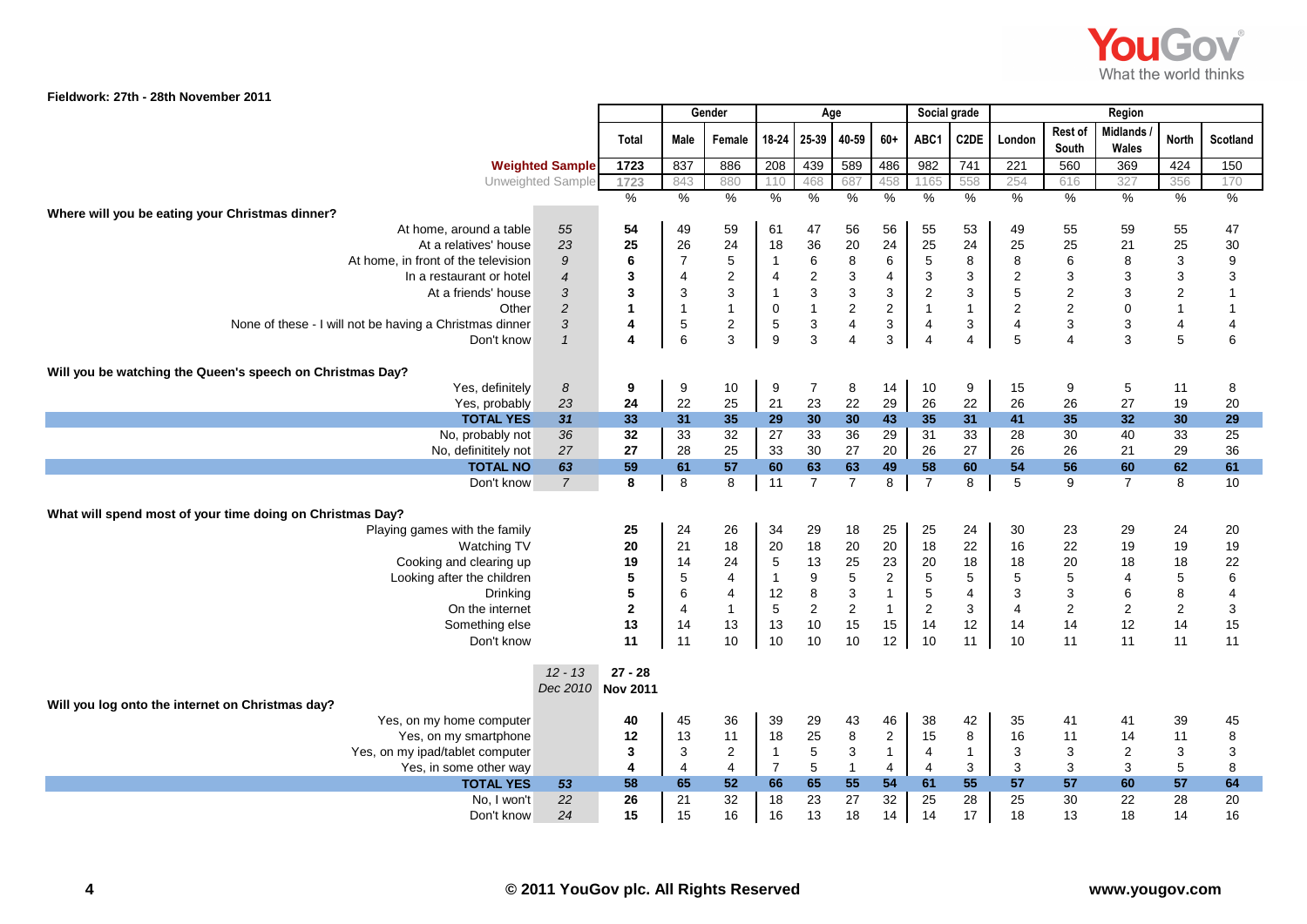Fieldwork: 27th - 28th November 2011

| | | Total | Gender | | Age | | | | Social grade | | Region | | | | |
|---|---|---|---|---|---|---|---|---|---|---|---|---|---|---|---|
| | | | Male | Female | 18-24 | 25-39 | 40-59 | 60+ | ABC1 | C2DE | London | Rest of South | Midlands / Wales | North | Scotland |
| **Weighted Sample** | | 1723 | 837 | 886 | 208 | 439 | 589 | 486 | 982 | 741 | 221 | 560 | 369 | 424 | 150 |
| Unweighted Sample | | 1723 | 843 | 880 | 110 | 468 | 687 | 458 | 1165 | 558 | 254 | 616 | 327 | 356 | 170 |
| | | % | % | % | % | % | % | % | % | % | % | % | % | % | % |
| **Where will you be eating your Christmas dinner?** | | | | | | | | | | | | | | | |
| At home, around a table | *55* | **54** | 49 | 59 | 61 | 47 | 56 | 56 | 55 | 53 | 49 | 55 | 59 | 55 | 47 |
| At a relatives' house | *23* | **25** | 26 | 24 | 18 | 36 | 20 | 24 | 25 | 24 | 25 | 25 | 21 | 25 | 30 |
| At home, in front of the television | *9* | **6** | 7 | 5 | 1 | 6 | 8 | 6 | 5 | 8 | 8 | 6 | 8 | 3 | 9 |
| In a restaurant or hotel | *4* | **3** | 4 | 2 | 4 | 2 | 3 | 4 | 3 | 3 | 2 | 3 | 3 | 3 | 3 |
| At a friends' house | *3* | **3** | 3 | 3 | 1 | 3 | 3 | 3 | 2 | 3 | 5 | 2 | 3 | 2 | 1 |
| Other | *2* | **1** | 1 | 1 | 0 | 1 | 2 | 2 | 1 | 1 | 2 | 2 | 0 | 1 | 1 |
| None of these - I will not be having a Christmas dinner | *3* | **4** | 5 | 2 | 5 | 3 | 4 | 3 | 4 | 3 | 4 | 3 | 3 | 4 | 4 |
| Don't know | *1* | **4** | 6 | 3 | 9 | 3 | 4 | 3 | 4 | 4 | 5 | 4 | 3 | 5 | 6 |
| **Will you be watching the Queen's speech on Christmas Day?** | | | | | | | | | | | | | | | |
| Yes, definitely | *8* | **9** | 9 | 10 | 9 | 7 | 8 | 14 | 10 | 9 | 15 | 9 | 5 | 11 | 8 |
| Yes, probably | *23* | **24** | 22 | 25 | 21 | 23 | 22 | 29 | 26 | 22 | 26 | 26 | 27 | 19 | 20 |
| **TOTAL YES** | ***31*** | **33** | **31** | **35** | **29** | **30** | **30** | **43** | **35** | **31** | **41** | **35** | **32** | **30** | **29** |
| No, probably not | *36* | **32** | 33 | 32 | 27 | 33 | 36 | 29 | 31 | 33 | 28 | 30 | 40 | 33 | 25 |
| No, definitiely not | *27* | **27** | 28 | 25 | 33 | 30 | 27 | 20 | 26 | 27 | 26 | 26 | 21 | 29 | 36 |
| **TOTAL NO** | ***63*** | **59** | **61** | **57** | **60** | **63** | **63** | **49** | **58** | **60** | **54** | **56** | **60** | **62** | **61** |
| Don't know | *7* | **8** | 8 | 8 | 11 | 7 | 7 | 8 | 7 | 8 | 5 | 9 | 7 | 8 | 10 |
| **What will spend most of your time doing on Christmas Day?** | | | | | | | | | | | | | | | |
| Playing games with the family | | **25** | 24 | 26 | 34 | 29 | 18 | 25 | 25 | 24 | 30 | 23 | 29 | 24 | 20 |
| Watching TV | | **20** | 21 | 18 | 20 | 18 | 20 | 20 | 18 | 22 | 16 | 22 | 19 | 19 | 19 |
| Cooking and clearing up | | **19** | 14 | 24 | 5 | 13 | 25 | 23 | 20 | 18 | 18 | 20 | 18 | 18 | 22 |
| Looking after the children | | **5** | 5 | 4 | 1 | 9 | 5 | 2 | 5 | 5 | 5 | 5 | 4 | 5 | 6 |
| Drinking | | **5** | 6 | 4 | 12 | 8 | 3 | 1 | 5 | 4 | 3 | 3 | 6 | 8 | 4 |
| On the internet | | **2** | 4 | 1 | 5 | 2 | 2 | 1 | 2 | 3 | 4 | 2 | 2 | 2 | 3 |
| Something else | | **13** | 14 | 13 | 13 | 10 | 15 | 15 | 14 | 12 | 14 | 14 | 12 | 14 | 15 |
| Don't know | | **11** | 11 | 10 | 10 | 10 | 10 | 12 | 10 | 11 | 10 | 11 | 11 | 11 | 11 |
| | *12 - 13 Dec 2010* | **27 - 28 Nov 2011** | | | | | | | | | | | | | |
| **Will you log onto the internet on Christmas day?** | | | | | | | | | | | | | | | |
| Yes, on my home computer | | **40** | 45 | 36 | 39 | 29 | 43 | 46 | 38 | 42 | 35 | 41 | 41 | 39 | 45 |
| Yes, on my smartphone | | **12** | 13 | 11 | 18 | 25 | 8 | 2 | 15 | 8 | 16 | 11 | 14 | 11 | 8 |
| Yes, on my ipad/tablet computer | | **3** | 3 | 2 | 1 | 5 | 3 | 1 | 4 | 1 | 3 | 3 | 2 | 3 | 3 |
| Yes, in some other way | | **4** | 4 | 4 | 7 | 5 | 1 | 4 | 4 | 3 | 3 | 3 | 3 | 5 | 8 |
| **TOTAL YES** | ***53*** | **58** | **65** | **52** | **66** | **65** | **55** | **54** | **61** | **55** | **57** | **57** | **60** | **57** | **64** |
| No, I won't | *22* | **26** | 21 | 32 | 18 | 23 | 27 | 32 | 25 | 28 | 25 | 30 | 22 | 28 | 20 |
| Don't know | *24* | **15** | 15 | 16 | 16 | 13 | 18 | 14 | 14 | 17 | 18 | 13 | 18 | 14 | 16 |

© 2011 YouGov plc. All Rights Reserved www.yougov.com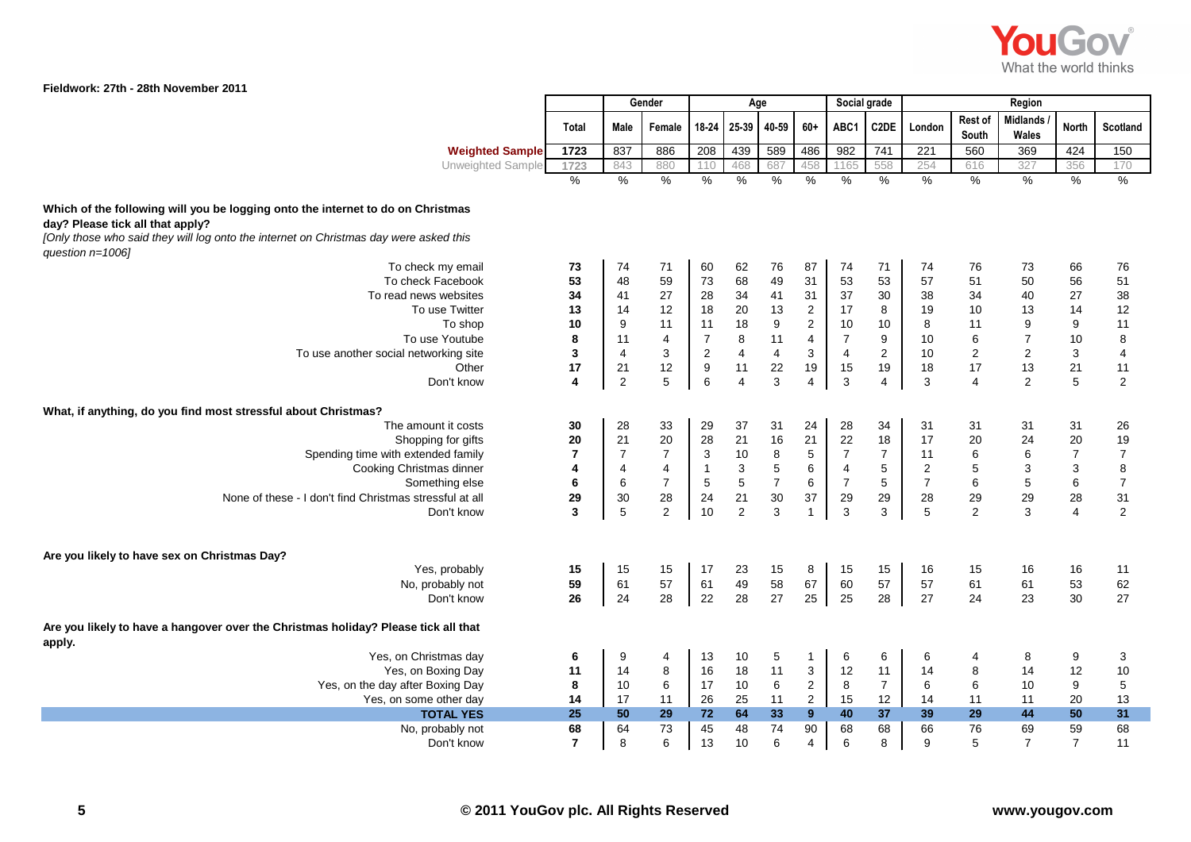Fieldwork: 27th - 28th November 2011

| | Total | Gender | | Age | | | | Social grade | | Region | | | | |
|---|---|---|---|---|---|---|---|---|---|---|---|---|---|---|
| | | Male | Female | 18-24 | 25-39 | 40-59 | 60+ | ABC1 | C2DE | London | Rest of South | Midlands / Wales | North | Scotland |
| **Weighted Sample** | 1723 | 837 | 886 | 208 | 439 | 589 | 486 | 982 | 741 | 221 | 560 | 369 | 424 | 150 |
| Unweighted Sample | 1723 | 843 | 880 | 110 | 468 | 687 | 458 | 1165 | 558 | 254 | 616 | 327 | 356 | 170 |
| | % | % | % | % | % | % | % | % | % | % | % | % | % | % |
| **Which of the following will you be logging onto the internet to do on Christmas day? Please tick all that apply?** *[Only those who said they will log onto the internet on Christmas day were asked this question n=1006]* | | | | | | | | | | | | | | |
| To check my email | 73 | 74 | 71 | 60 | 62 | 76 | 87 | 74 | 71 | 74 | 76 | 73 | 66 | 76 |
| To check Facebook | 53 | 48 | 59 | 73 | 68 | 49 | 31 | 53 | 53 | 57 | 51 | 50 | 56 | 51 |
| To read news websites | 34 | 41 | 27 | 28 | 34 | 41 | 31 | 37 | 30 | 38 | 34 | 40 | 27 | 38 |
| To use Twitter | 13 | 14 | 12 | 18 | 20 | 13 | 2 | 17 | 8 | 19 | 10 | 13 | 14 | 12 |
| To shop | 10 | 9 | 11 | 11 | 18 | 9 | 2 | 10 | 10 | 8 | 11 | 9 | 9 | 11 |
| To use Youtube | 8 | 11 | 4 | 7 | 8 | 11 | 4 | 7 | 9 | 10 | 6 | 7 | 10 | 8 |
| To use another social networking site | 3 | 4 | 3 | 2 | 4 | 4 | 3 | 4 | 2 | 10 | 2 | 2 | 3 | 4 |
| Other | 17 | 21 | 12 | 9 | 11 | 22 | 19 | 15 | 19 | 18 | 17 | 13 | 21 | 11 |
| Don't know | 4 | 2 | 5 | 6 | 4 | 3 | 4 | 3 | 4 | 3 | 4 | 2 | 5 | 2 |
| **What, if anything, do you find most stressful about Christmas?** | | | | | | | | | | | | | | |
| The amount it costs | 30 | 28 | 33 | 29 | 37 | 31 | 24 | 28 | 34 | 31 | 31 | 31 | 31 | 26 |
| Shopping for gifts | 20 | 21 | 20 | 28 | 21 | 16 | 21 | 22 | 18 | 17 | 20 | 24 | 20 | 19 |
| Spending time with extended family | 7 | 7 | 7 | 3 | 10 | 8 | 5 | 7 | 7 | 11 | 6 | 6 | 7 | 7 |
| Cooking Christmas dinner | 4 | 4 | 4 | 1 | 3 | 5 | 6 | 4 | 5 | 2 | 5 | 3 | 3 | 8 |
| Something else | 6 | 6 | 7 | 5 | 5 | 7 | 6 | 7 | 5 | 7 | 6 | 5 | 6 | 7 |
| None of these - I don't find Christmas stressful at all | 29 | 30 | 28 | 24 | 21 | 30 | 37 | 29 | 29 | 28 | 29 | 29 | 28 | 31 |
| Don't know | 3 | 5 | 2 | 10 | 2 | 3 | 1 | 3 | 3 | 5 | 2 | 3 | 4 | 2 |
| **Are you likely to have sex on Christmas Day?** | | | | | | | | | | | | | | |
| Yes, probably | 15 | 15 | 15 | 17 | 23 | 15 | 8 | 15 | 15 | 16 | 15 | 16 | 16 | 11 |
| No, probably not | 59 | 61 | 57 | 61 | 49 | 58 | 67 | 60 | 57 | 57 | 61 | 61 | 53 | 62 |
| Don't know | 26 | 24 | 28 | 22 | 28 | 27 | 25 | 25 | 28 | 27 | 24 | 23 | 30 | 27 |
| **Are you likely to have a hangover over the Christmas holiday? Please tick all that apply.** | | | | | | | | | | | | | | |
| Yes, on Christmas day | 6 | 9 | 4 | 13 | 10 | 5 | 1 | 6 | 6 | 6 | 4 | 8 | 9 | 3 |
| Yes, on Boxing Day | 11 | 14 | 8 | 16 | 18 | 11 | 3 | 12 | 11 | 14 | 8 | 14 | 12 | 10 |
| Yes, on the day after Boxing Day | 8 | 10 | 6 | 17 | 10 | 6 | 2 | 8 | 7 | 6 | 6 | 10 | 9 | 5 |
| Yes, on some other day | 14 | 17 | 11 | 26 | 25 | 11 | 2 | 15 | 12 | 14 | 11 | 11 | 20 | 13 |
| **TOTAL YES** | **25** | **50** | **29** | **72** | **64** | **33** | **9** | **40** | **37** | **39** | **29** | **44** | **50** | **31** |
| No, probably not | 68 | 64 | 73 | 45 | 48 | 74 | 90 | 68 | 68 | 66 | 76 | 69 | 59 | 68 |
| Don't know | 7 | 8 | 6 | 13 | 10 | 6 | 4 | 6 | 8 | 9 | 5 | 7 | 7 | 11 |

© 2011 YouGov plc. All Rights Reserved

www.yougov.com